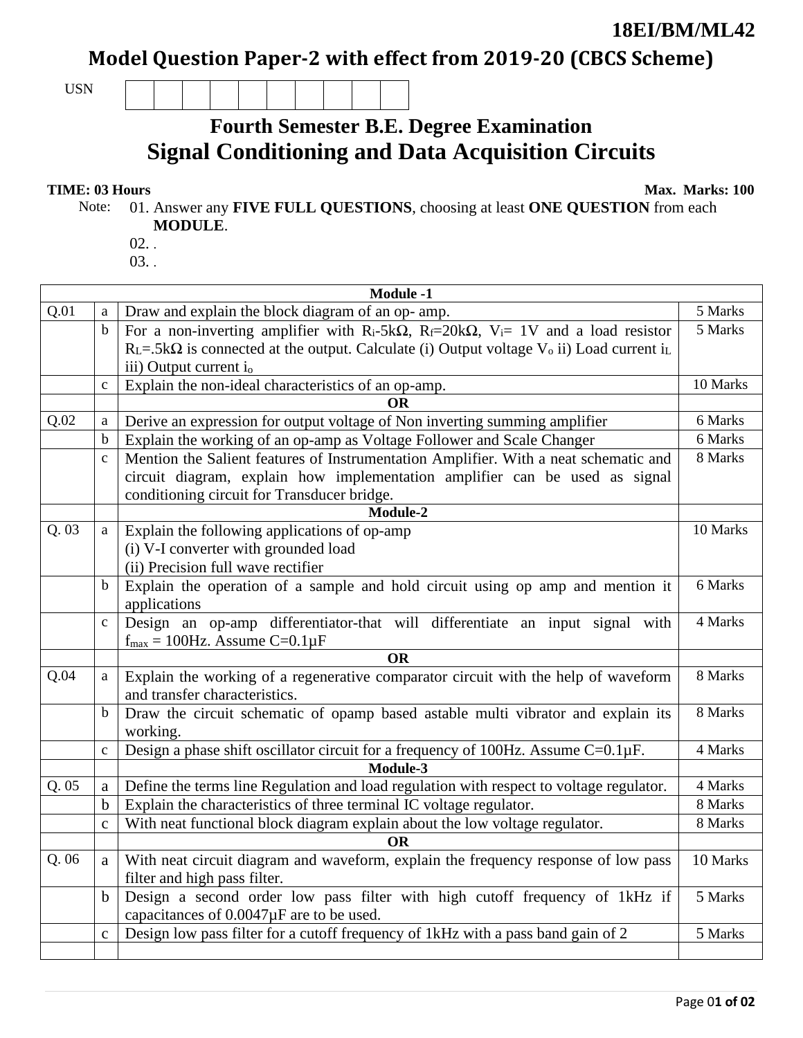**18EI/BM/ML42**

# Model Question Paper-2 with effect from 2019-20 (CBCS Scheme)

USN | | | | | | | | | | |

## Fourth Semester B.E. Degree Examination
## Signal Conditioning and Data Acquisition Circuits

**TIME: 03 Hours** **Max. Marks: 100**

Note: 01. Answer any **FIVE FULL QUESTIONS**, choosing at least **ONE QUESTION** from each **MODULE**.
02. .
03. .

| | | **Module -1** | |
|---|---|---|---|
| Q.01 | a | Draw and explain the block diagram of an op- amp. | 5 Marks |
| | b | For a non-inverting amplifier with $R_i$-5kΩ, $R_f$=20kΩ, $V_i$= 1V and a load resistor $R_L$=.5kΩ is connected at the output. Calculate (i) Output voltage $V_o$ ii) Load current $i_L$ iii) Output current $i_o$ | 5 Marks |
| | c | Explain the non-ideal characteristics of an op-amp. | 10 Marks |
| | | **OR** | |
| Q.02 | a | Derive an expression for output voltage of Non inverting summing amplifier | 6 Marks |
| | b | Explain the working of an op-amp as Voltage Follower and Scale Changer | 6 Marks |
| | c | Mention the Salient features of Instrumentation Amplifier. With a neat schematic and circuit diagram, explain how implementation amplifier can be used as signal conditioning circuit for Transducer bridge. | 8 Marks |
| | | **Module-2** | |
| Q. 03 | a | Explain the following applications of op-amp<br>(i) V-I converter with grounded load<br>(ii) Precision full wave rectifier | 10 Marks |
| | b | Explain the operation of a sample and hold circuit using op amp and mention it applications | 6 Marks |
| | c | Design an op-amp differentiator-that will differentiate an input signal with $f_{max}$ = 100Hz. Assume C=0.1µF | 4 Marks |
| | | **OR** | |
| Q.04 | a | Explain the working of a regenerative comparator circuit with the help of waveform and transfer characteristics. | 8 Marks |
| | b | Draw the circuit schematic of opamp based astable multi vibrator and explain its working. | 8 Marks |
| | c | Design a phase shift oscillator circuit for a frequency of 100Hz. Assume C=0.1µF. | 4 Marks |
| | | **Module-3** | |
| Q. 05 | a | Define the terms line Regulation and load regulation with respect to voltage regulator. | 4 Marks |
| | b | Explain the characteristics of three terminal IC voltage regulator. | 8 Marks |
| | c | With neat functional block diagram explain about the low voltage regulator. | 8 Marks |
| | | **OR** | |
| Q. 06 | a | With neat circuit diagram and waveform, explain the frequency response of low pass filter and high pass filter. | 10 Marks |
| | b | Design a second order low pass filter with high cutoff frequency of 1kHz if capacitances of 0.0047µF are to be used. | 5 Marks |
| | c | Design low pass filter for a cutoff frequency of 1kHz with a pass band gain of 2 | 5 Marks |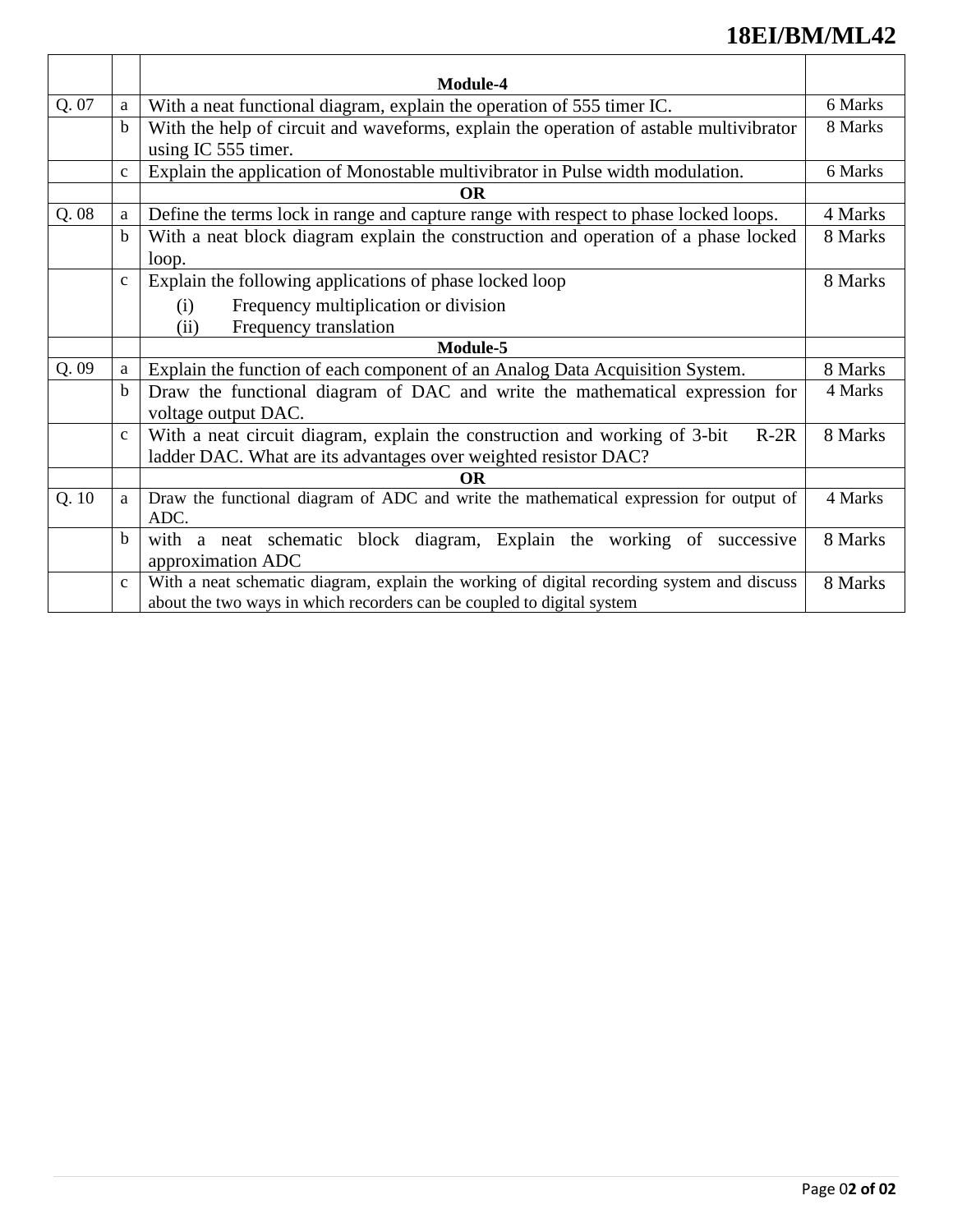| | | | |
|---|---|---|---|
| | | **Module-4** | |
| Q. 07 | a | With a neat functional diagram, explain the operation of 555 timer IC. | 6 Marks |
| | b | With the help of circuit and waveforms, explain the operation of astable multivibrator using IC 555 timer. | 8 Marks |
| | c | Explain the application of Monostable multivibrator in Pulse width modulation. | 6 Marks |
| | | **OR** | |
| Q. 08 | a | Define the terms lock in range and capture range with respect to phase locked loops. | 4 Marks |
| | b | With a neat block diagram explain the construction and operation of a phase locked loop. | 8 Marks |
| | c | Explain the following applications of phase locked loop<br>(i) Frequency multiplication or division<br>(ii) Frequency translation | 8 Marks |
| | | **Module-5** | |
| Q. 09 | a | Explain the function of each component of an Analog Data Acquisition System. | 8 Marks |
| | b | Draw the functional diagram of DAC and write the mathematical expression for voltage output DAC. | 4 Marks |
| | c | With a neat circuit diagram, explain the construction and working of 3-bit R-2R ladder DAC. What are its advantages over weighted resistor DAC? | 8 Marks |
| | | **OR** | |
| Q. 10 | a | Draw the functional diagram of ADC and write the mathematical expression for output of ADC. | 4 Marks |
| | b | with a neat schematic block diagram, Explain the working of successive approximation ADC | 8 Marks |
| | c | With a neat schematic diagram, explain the working of digital recording system and discuss about the two ways in which recorders can be coupled to digital system | 8 Marks |